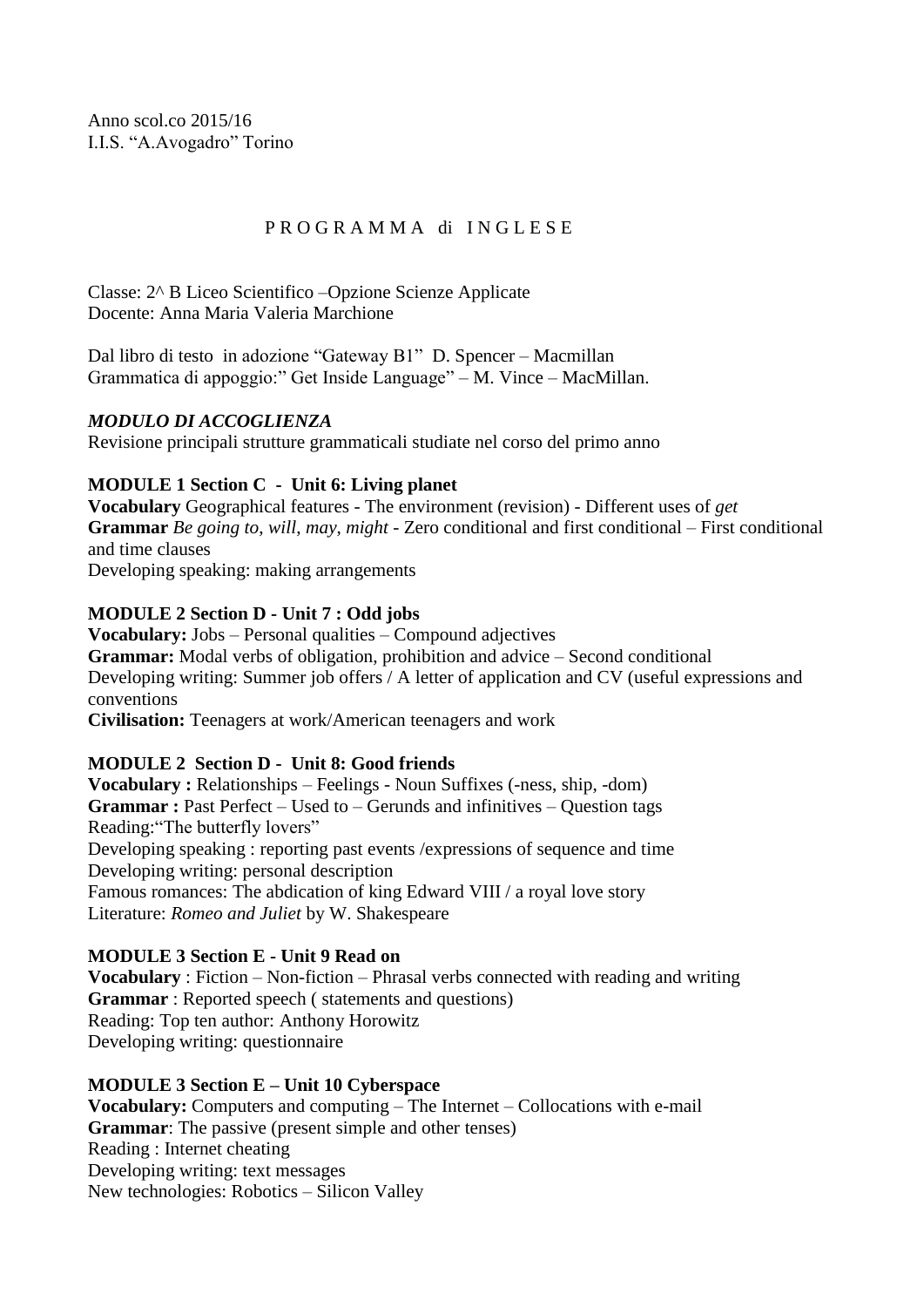Anno scol.co 2015/16
I.I.S. "A.Avogadro" Torino

# P R O G R A M M A di I N G L E S E

Classe: 2^ B Liceo Scientifico –Opzione Scienze Applicate
Docente: Anna Maria Valeria Marchione

Dal libro di testo in adozione "Gateway B1" D. Spencer – Macmillan
Grammatica di appoggio:" Get Inside Language" – M. Vince – MacMillan.

***MODULO DI ACCOGLIENZA***
Revisione principali strutture grammaticali studiate nel corso del primo anno

**MODULE 1 Section C - Unit 6: Living planet**
**Vocabulary** Geographical features - The environment (revision) - Different uses of *get*
**Grammar** *Be going to*, *will*, *may*, *might* - Zero conditional and first conditional – First conditional and time clauses
Developing speaking: making arrangements

**MODULE 2 Section D - Unit 7 : Odd jobs**
**Vocabulary:** Jobs – Personal qualities – Compound adjectives
**Grammar:** Modal verbs of obligation, prohibition and advice – Second conditional
Developing writing: Summer job offers / A letter of application and CV (useful expressions and conventions
**Civilisation:** Teenagers at work/American teenagers and work

**MODULE 2 Section D - Unit 8: Good friends**
**Vocabulary :** Relationships – Feelings - Noun Suffixes (-ness, ship, -dom)
**Grammar :** Past Perfect – Used to – Gerunds and infinitives – Question tags
Reading:"The butterfly lovers"
Developing speaking : reporting past events /expressions of sequence and time
Developing writing: personal description
Famous romances: The abdication of king Edward VIII / a royal love story
Literature: *Romeo and Juliet* by W. Shakespeare

**MODULE 3 Section E - Unit 9 Read on**
**Vocabulary** : Fiction – Non-fiction – Phrasal verbs connected with reading and writing
**Grammar** : Reported speech ( statements and questions)
Reading: Top ten author: Anthony Horowitz
Developing writing: questionnaire

**MODULE 3 Section E – Unit 10 Cyberspace**
**Vocabulary:** Computers and computing – The Internet – Collocations with e-mail
**Grammar**: The passive (present simple and other tenses)
Reading : Internet cheating
Developing writing: text messages
New technologies: Robotics – Silicon Valley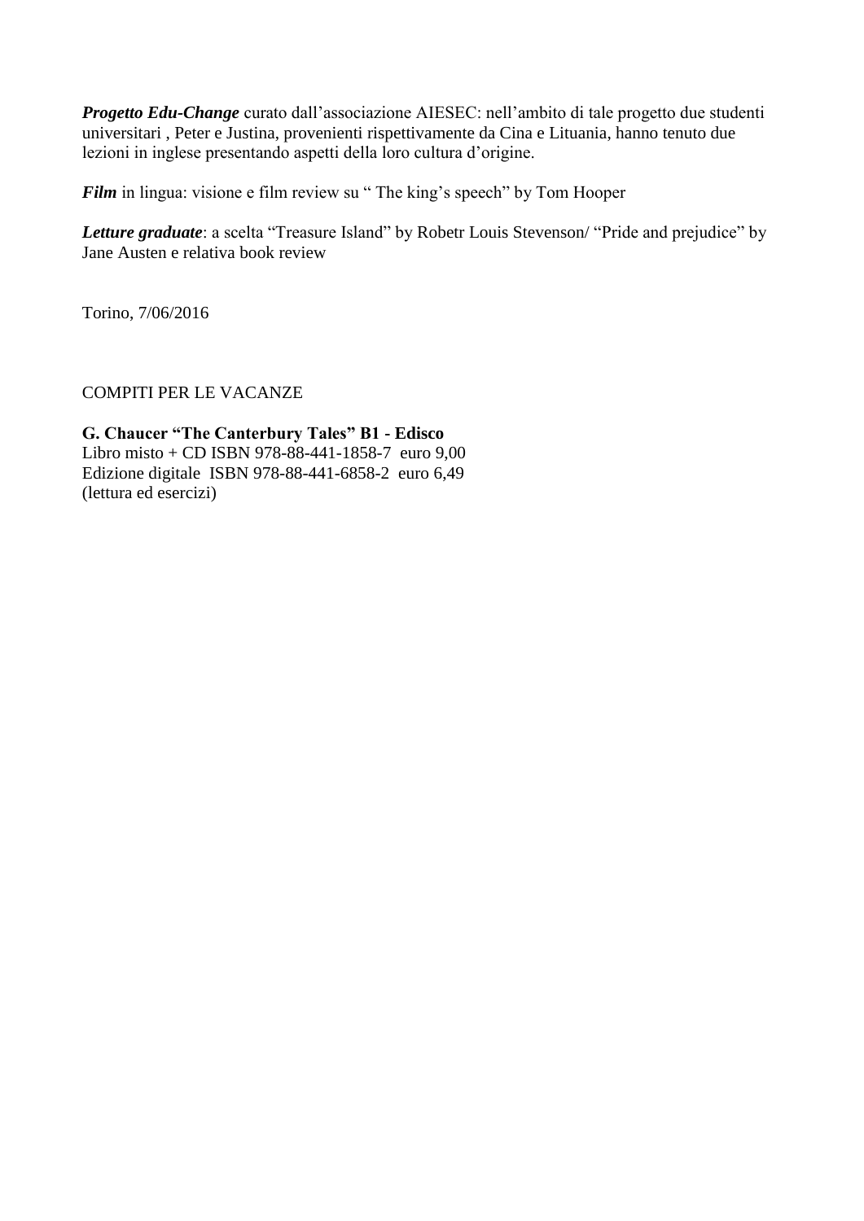***Progetto Edu-Change*** curato dall'associazione AIESEC: nell'ambito di tale progetto due studenti universitari , Peter e Justina, provenienti rispettivamente da Cina e Lituania, hanno tenuto due lezioni in inglese presentando aspetti della loro cultura d'origine.

***Film*** in lingua: visione e film review su " The king's speech" by Tom Hooper

***Letture graduate***: a scelta "Treasure Island" by Robetr Louis Stevenson/ "Pride and prejudice" by Jane Austen e relativa book review

Torino, 7/06/2016

COMPITI PER LE VACANZE

**G. Chaucer "The Canterbury Tales" B1 - Edisco**
Libro misto + CD ISBN 978-88-441-1858-7 euro 9,00
Edizione digitale ISBN 978-88-441-6858-2 euro 6,49
(lettura ed esercizi)